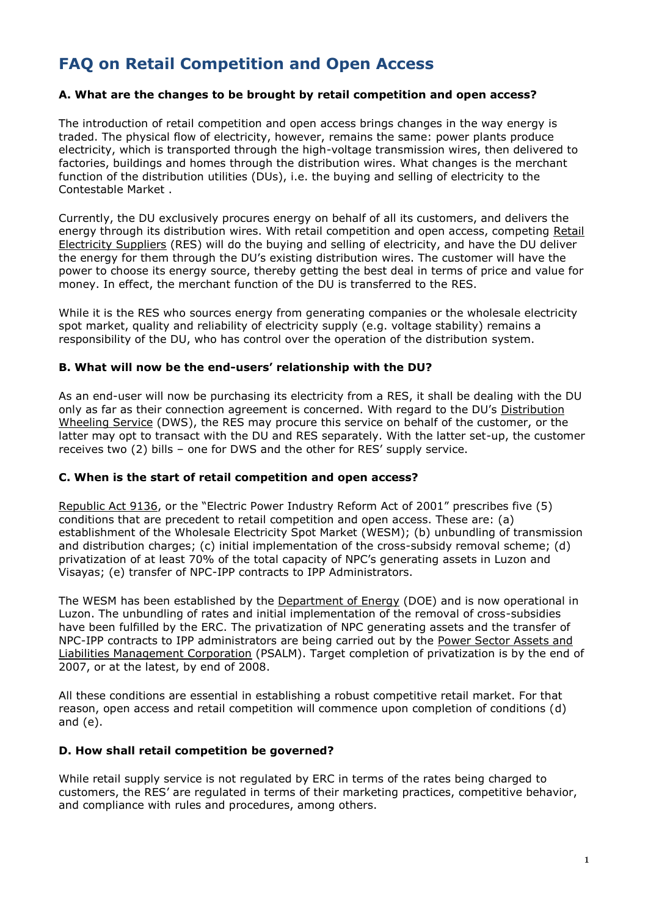# FAQ on Retail Competition and Open Access

### A. What are the changes to be brought by retail competition and open access?

The introduction of retail competition and open access brings changes in the way energy is traded. The physical flow of electricity, however, remains the same: power plants produce electricity, which is transported through the high-voltage transmission wires, then delivered to factories, buildings and homes through the distribution wires. What changes is the merchant function of the distribution utilities (DUs), i.e. the buying and selling of electricity to the Contestable Market .

Currently, the DU exclusively procures energy on behalf of all its customers, and delivers the energy through its distribution wires. With retail competition and open access, competing Retail Electricity Suppliers (RES) will do the buying and selling of electricity, and have the DU deliver the energy for them through the DU's existing distribution wires. The customer will have the power to choose its energy source, thereby getting the best deal in terms of price and value for money. In effect, the merchant function of the DU is transferred to the RES.

While it is the RES who sources energy from generating companies or the wholesale electricity spot market, quality and reliability of electricity supply (e.g. voltage stability) remains a responsibility of the DU, who has control over the operation of the distribution system.

### B. What will now be the end-users' relationship with the DU?

As an end-user will now be purchasing its electricity from a RES, it shall be dealing with the DU only as far as their connection agreement is concerned. With regard to the DU's Distribution Wheeling Service (DWS), the RES may procure this service on behalf of the customer, or the latter may opt to transact with the DU and RES separately. With the latter set-up, the customer receives two (2) bills – one for DWS and the other for RES' supply service.

### C. When is the start of retail competition and open access?

Republic Act 9136, or the "Electric Power Industry Reform Act of 2001" prescribes five (5) conditions that are precedent to retail competition and open access. These are: (a) establishment of the Wholesale Electricity Spot Market (WESM); (b) unbundling of transmission and distribution charges; (c) initial implementation of the cross-subsidy removal scheme; (d) privatization of at least 70% of the total capacity of NPC's generating assets in Luzon and Visayas; (e) transfer of NPC-IPP contracts to IPP Administrators.

The WESM has been established by the Department of Energy (DOE) and is now operational in Luzon. The unbundling of rates and initial implementation of the removal of cross-subsidies have been fulfilled by the ERC. The privatization of NPC generating assets and the transfer of NPC-IPP contracts to IPP administrators are being carried out by the Power Sector Assets and Liabilities Management Corporation (PSALM). Target completion of privatization is by the end of 2007, or at the latest, by end of 2008.

All these conditions are essential in establishing a robust competitive retail market. For that reason, open access and retail competition will commence upon completion of conditions (d) and (e).

### D. How shall retail competition be governed?

While retail supply service is not regulated by ERC in terms of the rates being charged to customers, the RES' are regulated in terms of their marketing practices, competitive behavior, and compliance with rules and procedures, among others.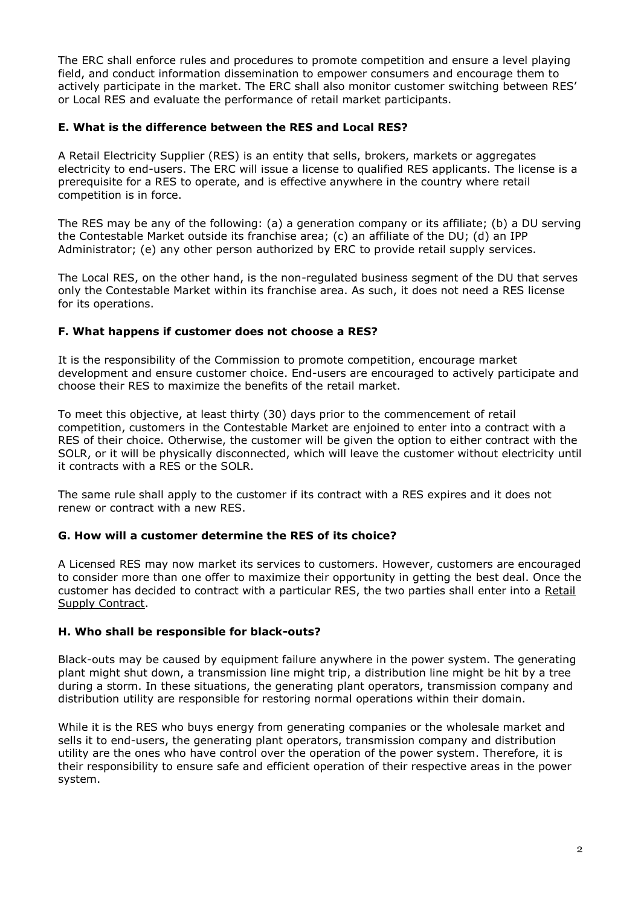The ERC shall enforce rules and procedures to promote competition and ensure a level playing field, and conduct information dissemination to empower consumers and encourage them to actively participate in the market. The ERC shall also monitor customer switching between RES' or Local RES and evaluate the performance of retail market participants.

### E. What is the difference between the RES and Local RES?

A Retail Electricity Supplier (RES) is an entity that sells, brokers, markets or aggregates electricity to end-users. The ERC will issue a license to qualified RES applicants. The license is a prerequisite for a RES to operate, and is effective anywhere in the country where retail competition is in force.

The RES may be any of the following: (a) a generation company or its affiliate; (b) a DU serving the Contestable Market outside its franchise area; (c) an affiliate of the DU; (d) an IPP Administrator; (e) any other person authorized by ERC to provide retail supply services.

The Local RES, on the other hand, is the non-regulated business segment of the DU that serves only the Contestable Market within its franchise area. As such, it does not need a RES license for its operations.

### F. What happens if customer does not choose a RES?

It is the responsibility of the Commission to promote competition, encourage market development and ensure customer choice. End-users are encouraged to actively participate and choose their RES to maximize the benefits of the retail market.

To meet this objective, at least thirty (30) days prior to the commencement of retail competition, customers in the Contestable Market are enjoined to enter into a contract with a RES of their choice. Otherwise, the customer will be given the option to either contract with the SOLR, or it will be physically disconnected, which will leave the customer without electricity until it contracts with a RES or the SOLR.

The same rule shall apply to the customer if its contract with a RES expires and it does not renew or contract with a new RES.

### G. How will a customer determine the RES of its choice?

A Licensed RES may now market its services to customers. However, customers are encouraged to consider more than one offer to maximize their opportunity in getting the best deal. Once the customer has decided to contract with a particular RES, the two parties shall enter into a Retail Supply Contract.

### H. Who shall be responsible for black-outs?

Black-outs may be caused by equipment failure anywhere in the power system. The generating plant might shut down, a transmission line might trip, a distribution line might be hit by a tree during a storm. In these situations, the generating plant operators, transmission company and distribution utility are responsible for restoring normal operations within their domain.

While it is the RES who buys energy from generating companies or the wholesale market and sells it to end-users, the generating plant operators, transmission company and distribution utility are the ones who have control over the operation of the power system. Therefore, it is their responsibility to ensure safe and efficient operation of their respective areas in the power system.